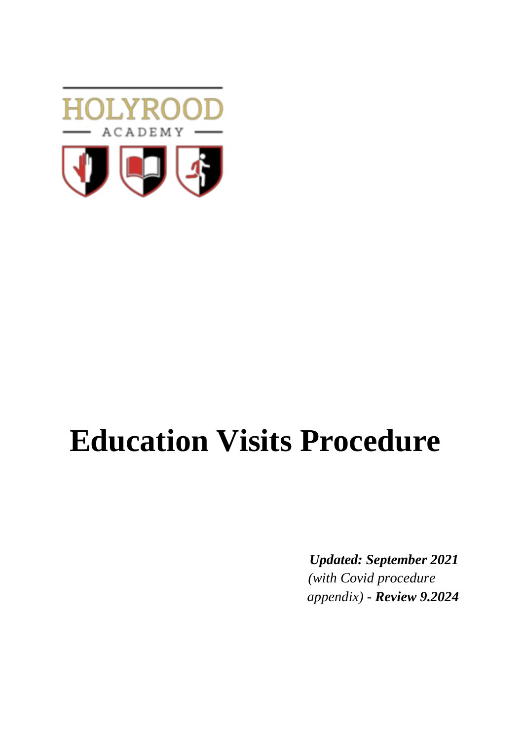HOLYROOD

ACADEMY

# Education Visits Procedure

***Updated: September 2021***
*(with Covid procedure appendix)* - ***Review 9.2024***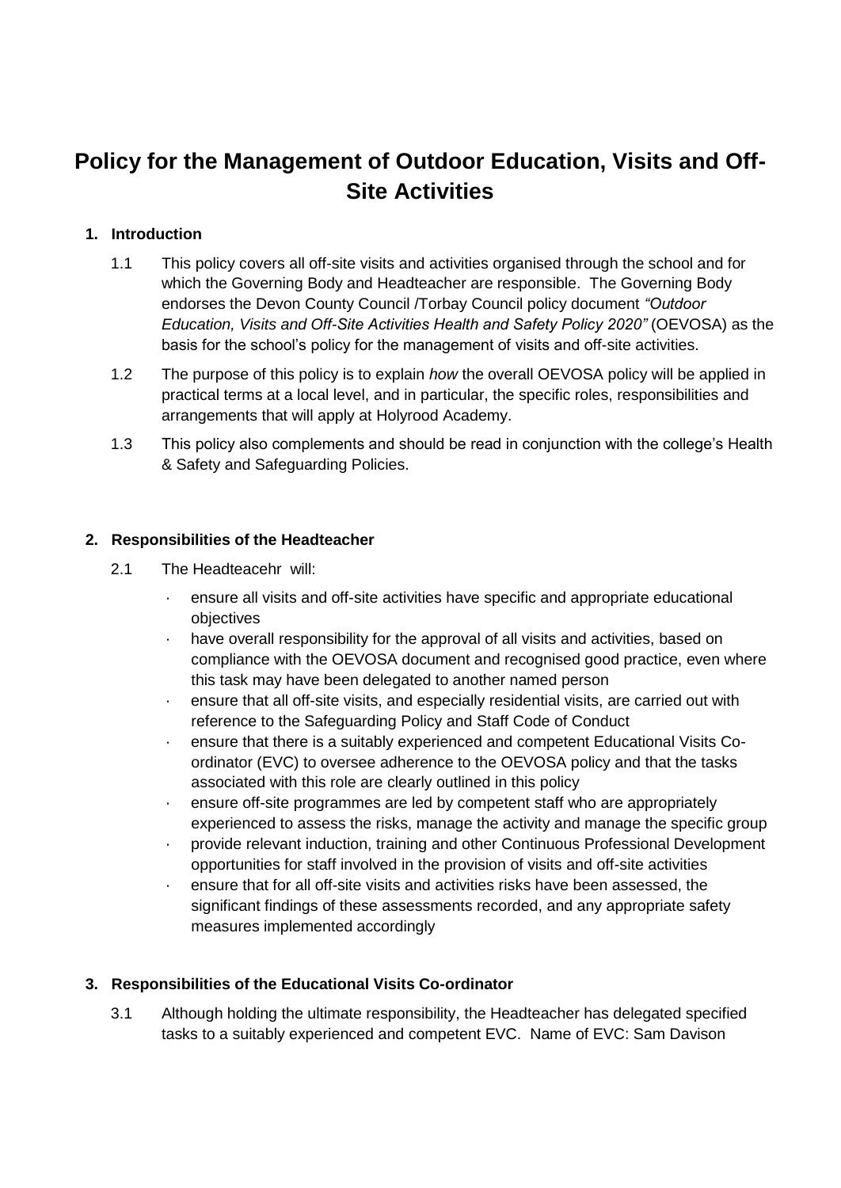# Policy for the Management of Outdoor Education, Visits and Off-Site Activities

**1. Introduction**

1.1 This policy covers all off-site visits and activities organised through the school and for which the Governing Body and Headteacher are responsible. The Governing Body endorses the Devon County Council /Torbay Council policy document *"Outdoor Education, Visits and Off-Site Activities Health and Safety Policy 2020"* (OEVOSA) as the basis for the school's policy for the management of visits and off-site activities.

1.2 The purpose of this policy is to explain *how* the overall OEVOSA policy will be applied in practical terms at a local level, and in particular, the specific roles, responsibilities and arrangements that will apply at Holyrood Academy.

1.3 This policy also complements and should be read in conjunction with the college's Health & Safety and Safeguarding Policies.

**2. Responsibilities of the Headteacher**

2.1 The Headteacehr will:

- ensure all visits and off-site activities have specific and appropriate educational objectives
- have overall responsibility for the approval of all visits and activities, based on compliance with the OEVOSA document and recognised good practice, even where this task may have been delegated to another named person
- ensure that all off-site visits, and especially residential visits, are carried out with reference to the Safeguarding Policy and Staff Code of Conduct
- ensure that there is a suitably experienced and competent Educational Visits Co-ordinator (EVC) to oversee adherence to the OEVOSA policy and that the tasks associated with this role are clearly outlined in this policy
- ensure off-site programmes are led by competent staff who are appropriately experienced to assess the risks, manage the activity and manage the specific group
- provide relevant induction, training and other Continuous Professional Development opportunities for staff involved in the provision of visits and off-site activities
- ensure that for all off-site visits and activities risks have been assessed, the significant findings of these assessments recorded, and any appropriate safety measures implemented accordingly

**3. Responsibilities of the Educational Visits Co-ordinator**

3.1 Although holding the ultimate responsibility, the Headteacher has delegated specified tasks to a suitably experienced and competent EVC. Name of EVC: Sam Davison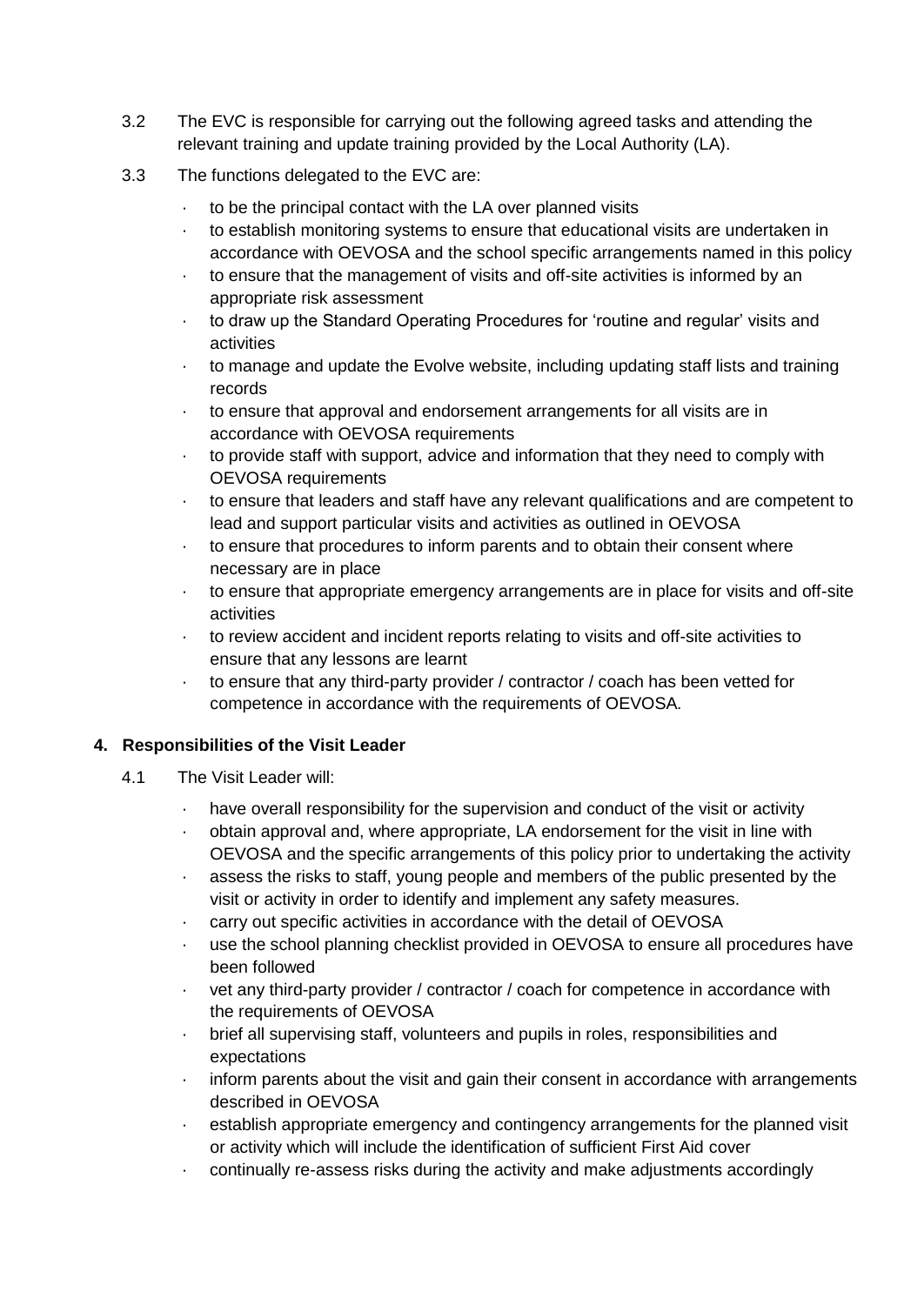3.2 The EVC is responsible for carrying out the following agreed tasks and attending the relevant training and update training provided by the Local Authority (LA).

3.3 The functions delegated to the EVC are:

- to be the principal contact with the LA over planned visits
- to establish monitoring systems to ensure that educational visits are undertaken in accordance with OEVOSA and the school specific arrangements named in this policy
- to ensure that the management of visits and off-site activities is informed by an appropriate risk assessment
- to draw up the Standard Operating Procedures for 'routine and regular' visits and activities
- to manage and update the Evolve website, including updating staff lists and training records
- to ensure that approval and endorsement arrangements for all visits are in accordance with OEVOSA requirements
- to provide staff with support, advice and information that they need to comply with OEVOSA requirements
- to ensure that leaders and staff have any relevant qualifications and are competent to lead and support particular visits and activities as outlined in OEVOSA
- to ensure that procedures to inform parents and to obtain their consent where necessary are in place
- to ensure that appropriate emergency arrangements are in place for visits and off-site activities
- to review accident and incident reports relating to visits and off-site activities to ensure that any lessons are learnt
- to ensure that any third-party provider / contractor / coach has been vetted for competence in accordance with the requirements of OEVOSA.

## 4. Responsibilities of the Visit Leader

4.1 The Visit Leader will:

- have overall responsibility for the supervision and conduct of the visit or activity
- obtain approval and, where appropriate, LA endorsement for the visit in line with OEVOSA and the specific arrangements of this policy prior to undertaking the activity
- assess the risks to staff, young people and members of the public presented by the visit or activity in order to identify and implement any safety measures.
- carry out specific activities in accordance with the detail of OEVOSA
- use the school planning checklist provided in OEVOSA to ensure all procedures have been followed
- vet any third-party provider / contractor / coach for competence in accordance with the requirements of OEVOSA
- brief all supervising staff, volunteers and pupils in roles, responsibilities and expectations
- inform parents about the visit and gain their consent in accordance with arrangements described in OEVOSA
- establish appropriate emergency and contingency arrangements for the planned visit or activity which will include the identification of sufficient First Aid cover
- continually re-assess risks during the activity and make adjustments accordingly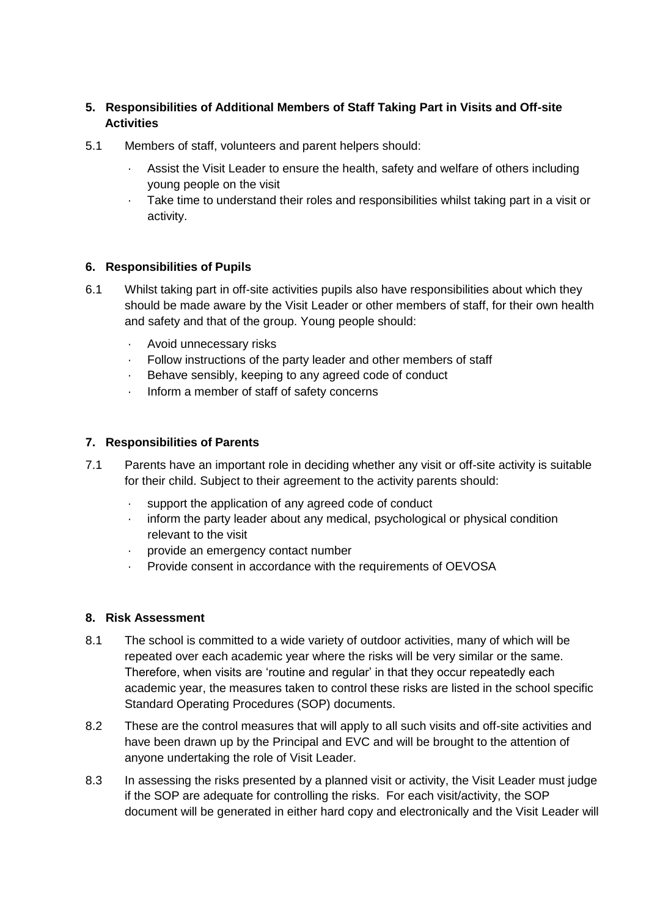## 5. Responsibilities of Additional Members of Staff Taking Part in Visits and Off-site Activities

5.1 Members of staff, volunteers and parent helpers should:

- Assist the Visit Leader to ensure the health, safety and welfare of others including young people on the visit
- Take time to understand their roles and responsibilities whilst taking part in a visit or activity.

## 6. Responsibilities of Pupils

6.1 Whilst taking part in off-site activities pupils also have responsibilities about which they should be made aware by the Visit Leader or other members of staff, for their own health and safety and that of the group. Young people should:

- Avoid unnecessary risks
- Follow instructions of the party leader and other members of staff
- Behave sensibly, keeping to any agreed code of conduct
- Inform a member of staff of safety concerns

## 7. Responsibilities of Parents

7.1 Parents have an important role in deciding whether any visit or off-site activity is suitable for their child. Subject to their agreement to the activity parents should:

- support the application of any agreed code of conduct
- inform the party leader about any medical, psychological or physical condition relevant to the visit
- provide an emergency contact number
- Provide consent in accordance with the requirements of OEVOSA

## 8. Risk Assessment

8.1 The school is committed to a wide variety of outdoor activities, many of which will be repeated over each academic year where the risks will be very similar or the same. Therefore, when visits are 'routine and regular' in that they occur repeatedly each academic year, the measures taken to control these risks are listed in the school specific Standard Operating Procedures (SOP) documents.

8.2 These are the control measures that will apply to all such visits and off-site activities and have been drawn up by the Principal and EVC and will be brought to the attention of anyone undertaking the role of Visit Leader.

8.3 In assessing the risks presented by a planned visit or activity, the Visit Leader must judge if the SOP are adequate for controlling the risks. For each visit/activity, the SOP document will be generated in either hard copy and electronically and the Visit Leader will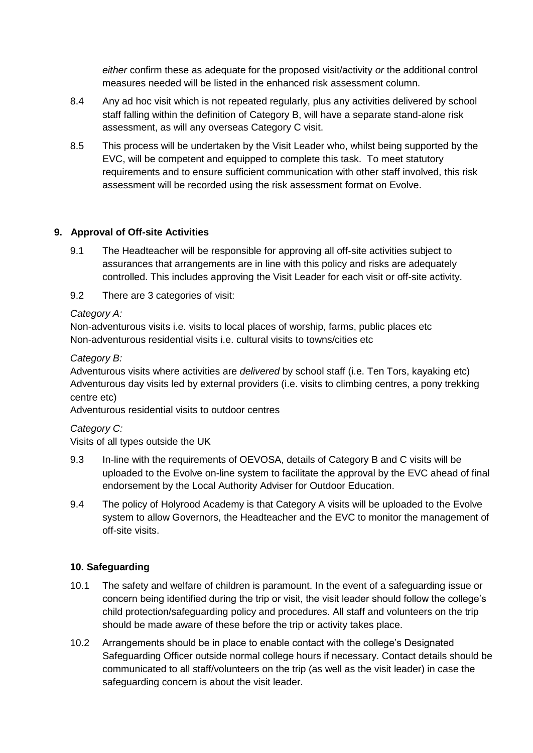*either* confirm these as adequate for the proposed visit/activity *or* the additional control measures needed will be listed in the enhanced risk assessment column.

8.4 Any ad hoc visit which is not repeated regularly, plus any activities delivered by school staff falling within the definition of Category B, will have a separate stand-alone risk assessment, as will any overseas Category C visit.

8.5 This process will be undertaken by the Visit Leader who, whilst being supported by the EVC, will be competent and equipped to complete this task. To meet statutory requirements and to ensure sufficient communication with other staff involved, this risk assessment will be recorded using the risk assessment format on Evolve.

## 9. Approval of Off-site Activities

9.1 The Headteacher will be responsible for approving all off-site activities subject to assurances that arrangements are in line with this policy and risks are adequately controlled. This includes approving the Visit Leader for each visit or off-site activity.

9.2 There are 3 categories of visit:

*Category A:*

Non-adventurous visits i.e. visits to local places of worship, farms, public places etc
Non-adventurous residential visits i.e. cultural visits to towns/cities etc

*Category B:*

Adventurous visits where activities are *delivered* by school staff (i.e. Ten Tors, kayaking etc)
Adventurous day visits led by external providers (i.e. visits to climbing centres, a pony trekking centre etc)
Adventurous residential visits to outdoor centres

*Category C:*

Visits of all types outside the UK

9.3 In-line with the requirements of OEVOSA, details of Category B and C visits will be uploaded to the Evolve on-line system to facilitate the approval by the EVC ahead of final endorsement by the Local Authority Adviser for Outdoor Education.

9.4 The policy of Holyrood Academy is that Category A visits will be uploaded to the Evolve system to allow Governors, the Headteacher and the EVC to monitor the management of off-site visits.

## 10. Safeguarding

10.1 The safety and welfare of children is paramount. In the event of a safeguarding issue or concern being identified during the trip or visit, the visit leader should follow the college's child protection/safeguarding policy and procedures. All staff and volunteers on the trip should be made aware of these before the trip or activity takes place.

10.2 Arrangements should be in place to enable contact with the college's Designated Safeguarding Officer outside normal college hours if necessary. Contact details should be communicated to all staff/volunteers on the trip (as well as the visit leader) in case the safeguarding concern is about the visit leader.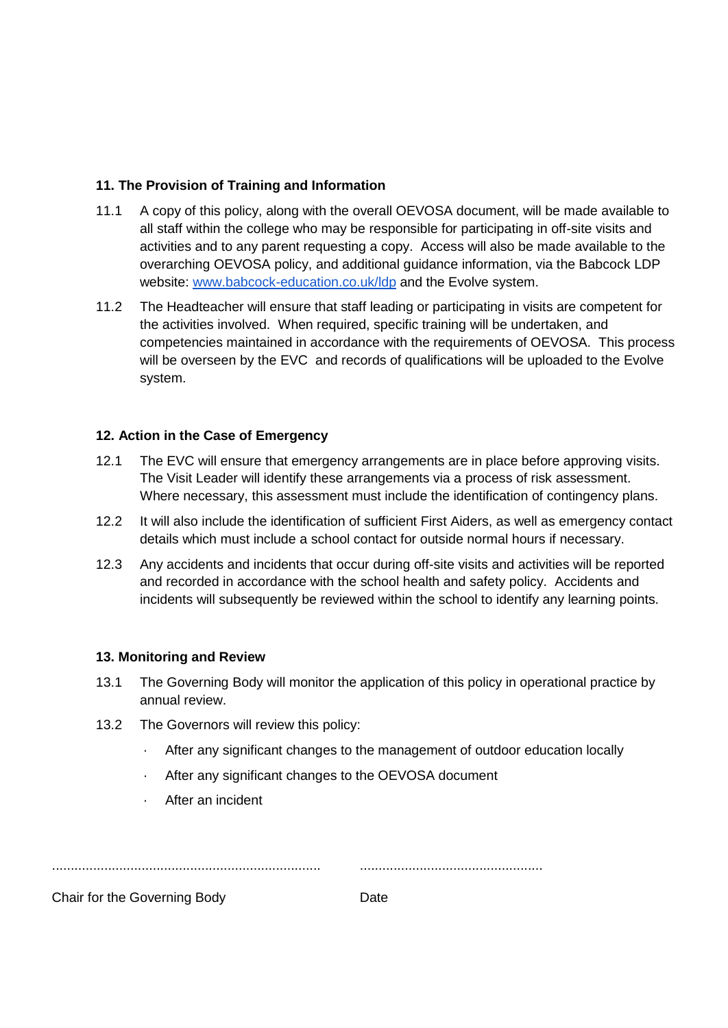### 11. The Provision of Training and Information

11.1 A copy of this policy, along with the overall OEVOSA document, will be made available to all staff within the college who may be responsible for participating in off-site visits and activities and to any parent requesting a copy. Access will also be made available to the overarching OEVOSA policy, and additional guidance information, via the Babcock LDP website: [www.babcock-education.co.uk/ldp](http://www.babcock-education.co.uk/ldp) and the Evolve system.

11.2 The Headteacher will ensure that staff leading or participating in visits are competent for the activities involved. When required, specific training will be undertaken, and competencies maintained in accordance with the requirements of OEVOSA. This process will be overseen by the EVC and records of qualifications will be uploaded to the Evolve system.

### 12. Action in the Case of Emergency

12.1 The EVC will ensure that emergency arrangements are in place before approving visits. The Visit Leader will identify these arrangements via a process of risk assessment. Where necessary, this assessment must include the identification of contingency plans.

12.2 It will also include the identification of sufficient First Aiders, as well as emergency contact details which must include a school contact for outside normal hours if necessary.

12.3 Any accidents and incidents that occur during off-site visits and activities will be reported and recorded in accordance with the school health and safety policy. Accidents and incidents will subsequently be reviewed within the school to identify any learning points.

### 13. Monitoring and Review

13.1 The Governing Body will monitor the application of this policy in operational practice by annual review.

13.2 The Governors will review this policy:

- After any significant changes to the management of outdoor education locally
- After any significant changes to the OEVOSA document
- After an incident

........................................................................ ................................................

Chair for the Governing Body Date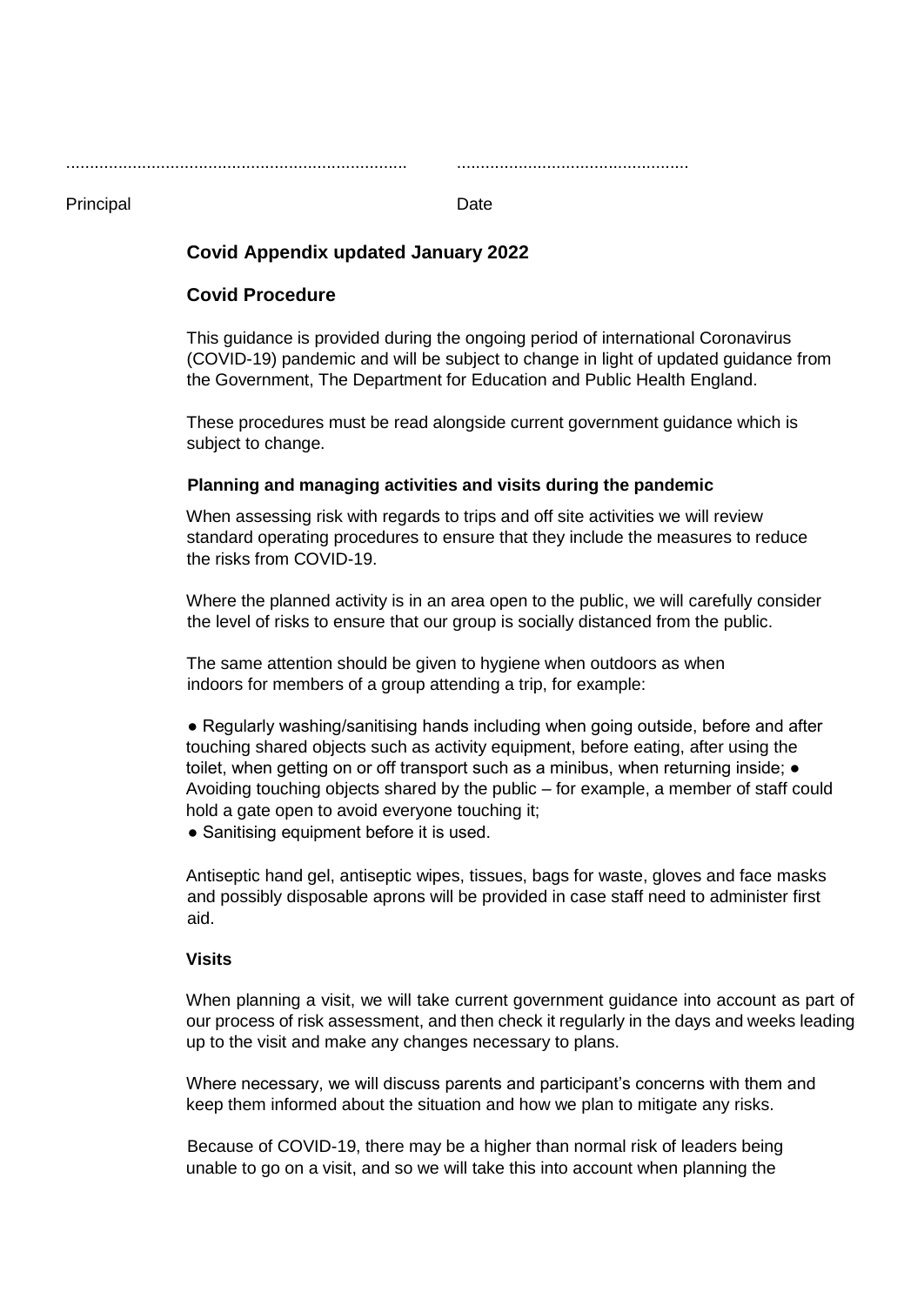........................................................................ .................................................

Principal Date

## Covid Appendix updated January 2022

## Covid Procedure

This guidance is provided during the ongoing period of international Coronavirus (COVID-19) pandemic and will be subject to change in light of updated guidance from the Government, The Department for Education and Public Health England.

These procedures must be read alongside current government guidance which is subject to change.

### Planning and managing activities and visits during the pandemic

When assessing risk with regards to trips and off site activities we will review standard operating procedures to ensure that they include the measures to reduce the risks from COVID-19.

Where the planned activity is in an area open to the public, we will carefully consider the level of risks to ensure that our group is socially distanced from the public.

The same attention should be given to hygiene when outdoors as when indoors for members of a group attending a trip, for example:

- Regularly washing/sanitising hands including when going outside, before and after touching shared objects such as activity equipment, before eating, after using the toilet, when getting on or off transport such as a minibus, when returning inside;
- Avoiding touching objects shared by the public – for example, a member of staff could hold a gate open to avoid everyone touching it;
- Sanitising equipment before it is used.

Antiseptic hand gel, antiseptic wipes, tissues, bags for waste, gloves and face masks and possibly disposable aprons will be provided in case staff need to administer first aid.

### Visits

When planning a visit, we will take current government guidance into account as part of our process of risk assessment, and then check it regularly in the days and weeks leading up to the visit and make any changes necessary to plans.

Where necessary, we will discuss parents and participant's concerns with them and keep them informed about the situation and how we plan to mitigate any risks.

Because of COVID-19, there may be a higher than normal risk of leaders being unable to go on a visit, and so we will take this into account when planning the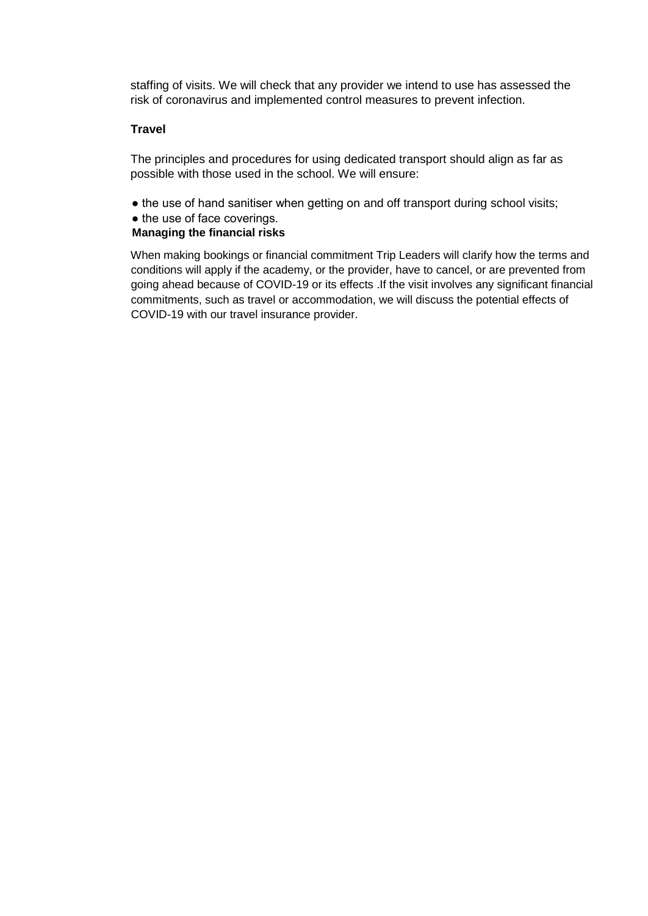staffing of visits. We will check that any provider we intend to use has assessed the risk of coronavirus and implemented control measures to prevent infection.

**Travel**

The principles and procedures for using dedicated transport should align as far as possible with those used in the school. We will ensure:

- the use of hand sanitiser when getting on and off transport during school visits;
- the use of face coverings.

**Managing the financial risks**

When making bookings or financial commitment Trip Leaders will clarify how the terms and conditions will apply if the academy, or the provider, have to cancel, or are prevented from going ahead because of COVID-19 or its effects .If the visit involves any significant financial commitments, such as travel or accommodation, we will discuss the potential effects of COVID-19 with our travel insurance provider.